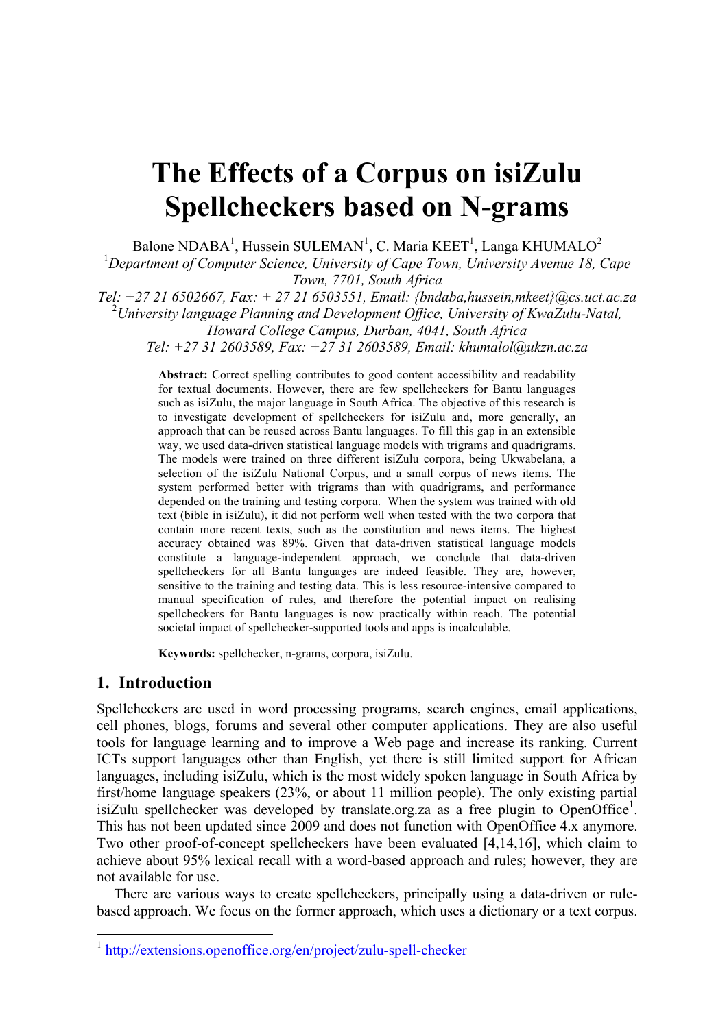# The Effects of a Corpus on isiZulu Spellcheckers based on N-grams

Balone NDABA[1], Hussein SULEMAN[1], C. Maria KEET[1], Langa KHUMALO[2]

[1]*Department of Computer Science, University of Cape Town, University Avenue 18, Cape Town, 7701, South Africa*

*Tel: +27 21 6502667, Fax: + 27 21 6503551, Email: {bndaba,hussein,mkeet}@cs.uct.ac.za*

[2]*University language Planning and Development Office, University of KwaZulu-Natal, Howard College Campus, Durban, 4041, South Africa*

*Tel: +27 31 2603589, Fax: +27 31 2603589, Email: khumalol@ukzn.ac.za*

**Abstract:** Correct spelling contributes to good content accessibility and readability for textual documents. However, there are few spellcheckers for Bantu languages such as isiZulu, the major language in South Africa. The objective of this research is to investigate development of spellcheckers for isiZulu and, more generally, an approach that can be reused across Bantu languages. To fill this gap in an extensible way, we used data-driven statistical language models with trigrams and quadrigrams. The models were trained on three different isiZulu corpora, being Ukwabelana, a selection of the isiZulu National Corpus, and a small corpus of news items. The system performed better with trigrams than with quadrigrams, and performance depended on the training and testing corpora. When the system was trained with old text (bible in isiZulu), it did not perform well when tested with the two corpora that contain more recent texts, such as the constitution and news items. The highest accuracy obtained was 89%. Given that data-driven statistical language models constitute a language-independent approach, we conclude that data-driven spellcheckers for all Bantu languages are indeed feasible. They are, however, sensitive to the training and testing data. This is less resource-intensive compared to manual specification of rules, and therefore the potential impact on realising spellcheckers for Bantu languages is now practically within reach. The potential societal impact of spellchecker-supported tools and apps is incalculable.

**Keywords:** spellchecker, n-grams, corpora, isiZulu.

## 1. Introduction

Spellcheckers are used in word processing programs, search engines, email applications, cell phones, blogs, forums and several other computer applications. They are also useful tools for language learning and to improve a Web page and increase its ranking. Current ICTs support languages other than English, yet there is still limited support for African languages, including isiZulu, which is the most widely spoken language in South Africa by first/home language speakers (23%, or about 11 million people). The only existing partial isiZulu spellchecker was developed by translate.org.za as a free plugin to OpenOffice[1]. This has not been updated since 2009 and does not function with OpenOffice 4.x anymore. Two other proof-of-concept spellcheckers have been evaluated [4,14,16], which claim to achieve about 95% lexical recall with a word-based approach and rules; however, they are not available for use.

There are various ways to create spellcheckers, principally using a data-driven or rule-based approach. We focus on the former approach, which uses a dictionary or a text corpus.

[1] http://extensions.openoffice.org/en/project/zulu-spell-checker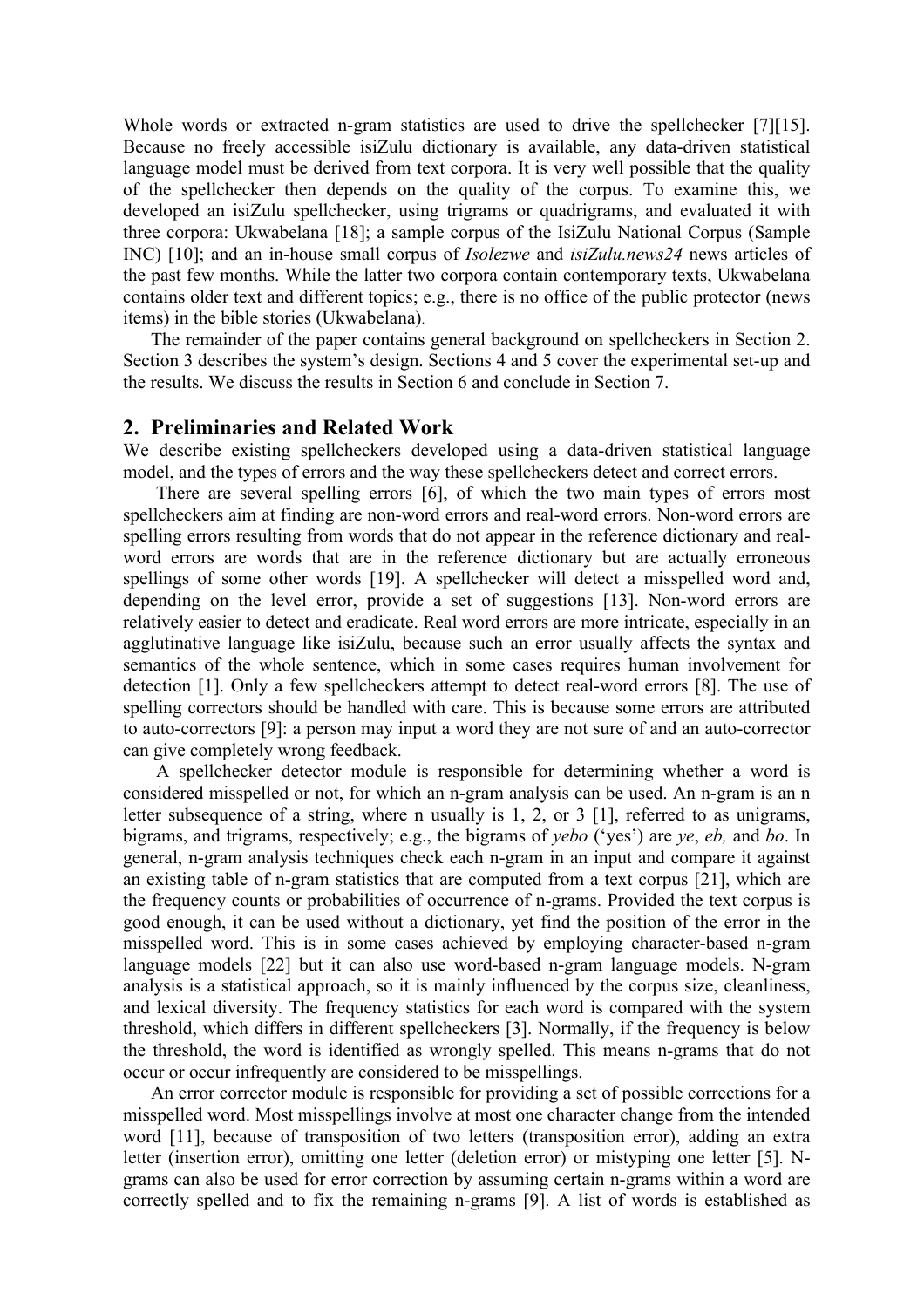Whole words or extracted n-gram statistics are used to drive the spellchecker [7][15]. Because no freely accessible isiZulu dictionary is available, any data-driven statistical language model must be derived from text corpora. It is very well possible that the quality of the spellchecker then depends on the quality of the corpus. To examine this, we developed an isiZulu spellchecker, using trigrams or quadrigrams, and evaluated it with three corpora: Ukwabelana [18]; a sample corpus of the IsiZulu National Corpus (Sample INC) [10]; and an in-house small corpus of *Isolezwe* and *isiZulu.news24* news articles of the past few months. While the latter two corpora contain contemporary texts, Ukwabelana contains older text and different topics; e.g., there is no office of the public protector (news items) in the bible stories (Ukwabelana).

The remainder of the paper contains general background on spellcheckers in Section 2. Section 3 describes the system's design. Sections 4 and 5 cover the experimental set-up and the results. We discuss the results in Section 6 and conclude in Section 7.

## 2. Preliminaries and Related Work

We describe existing spellcheckers developed using a data-driven statistical language model, and the types of errors and the way these spellcheckers detect and correct errors.

There are several spelling errors [6], of which the two main types of errors most spellcheckers aim at finding are non-word errors and real-word errors. Non-word errors are spelling errors resulting from words that do not appear in the reference dictionary and real-word errors are words that are in the reference dictionary but are actually erroneous spellings of some other words [19]. A spellchecker will detect a misspelled word and, depending on the level error, provide a set of suggestions [13]. Non-word errors are relatively easier to detect and eradicate. Real word errors are more intricate, especially in an agglutinative language like isiZulu, because such an error usually affects the syntax and semantics of the whole sentence, which in some cases requires human involvement for detection [1]. Only a few spellcheckers attempt to detect real-word errors [8]. The use of spelling correctors should be handled with care. This is because some errors are attributed to auto-correctors [9]: a person may input a word they are not sure of and an auto-corrector can give completely wrong feedback.

A spellchecker detector module is responsible for determining whether a word is considered misspelled or not, for which an n-gram analysis can be used. An n-gram is an n letter subsequence of a string, where n usually is 1, 2, or 3 [1], referred to as unigrams, bigrams, and trigrams, respectively; e.g., the bigrams of *yebo* ('yes') are *ye*, *eb,* and *bo*. In general, n-gram analysis techniques check each n-gram in an input and compare it against an existing table of n-gram statistics that are computed from a text corpus [21], which are the frequency counts or probabilities of occurrence of n-grams. Provided the text corpus is good enough, it can be used without a dictionary, yet find the position of the error in the misspelled word. This is in some cases achieved by employing character-based n-gram language models [22] but it can also use word-based n-gram language models. N-gram analysis is a statistical approach, so it is mainly influenced by the corpus size, cleanliness, and lexical diversity. The frequency statistics for each word is compared with the system threshold, which differs in different spellcheckers [3]. Normally, if the frequency is below the threshold, the word is identified as wrongly spelled. This means n-grams that do not occur or occur infrequently are considered to be misspellings.

An error corrector module is responsible for providing a set of possible corrections for a misspelled word. Most misspellings involve at most one character change from the intended word [11], because of transposition of two letters (transposition error), adding an extra letter (insertion error), omitting one letter (deletion error) or mistyping one letter [5]. N-grams can also be used for error correction by assuming certain n-grams within a word are correctly spelled and to fix the remaining n-grams [9]. A list of words is established as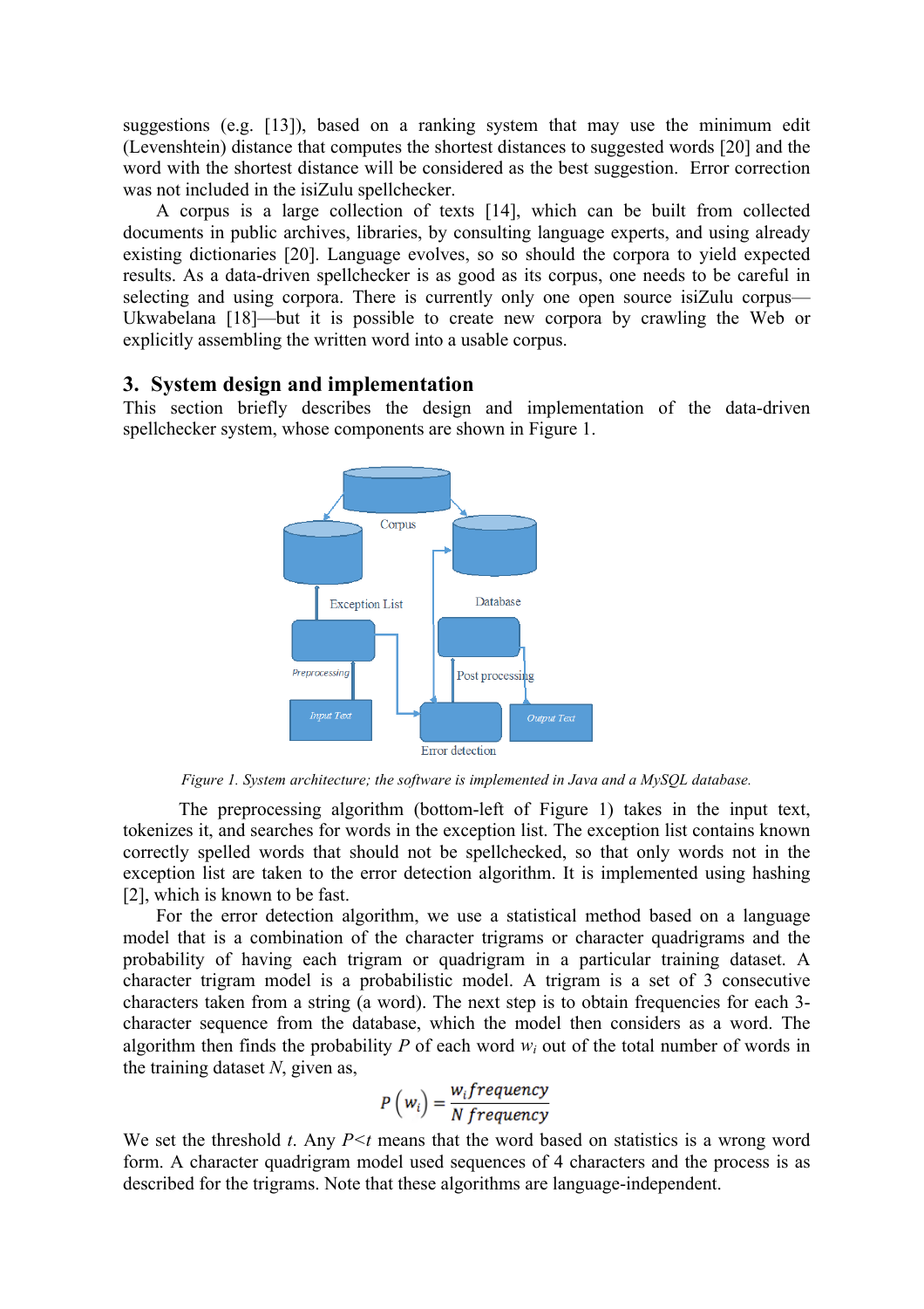suggestions (e.g. [13]), based on a ranking system that may use the minimum edit (Levenshtein) distance that computes the shortest distances to suggested words [20] and the word with the shortest distance will be considered as the best suggestion. Error correction was not included in the isiZulu spellchecker.

A corpus is a large collection of texts [14], which can be built from collected documents in public archives, libraries, by consulting language experts, and using already existing dictionaries [20]. Language evolves, so so should the corpora to yield expected results. As a data-driven spellchecker is as good as its corpus, one needs to be careful in selecting and using corpora. There is currently only one open source isiZulu corpus—Ukwabelana [18]—but it is possible to create new corpora by crawling the Web or explicitly assembling the written word into a usable corpus.

## 3. System design and implementation

This section briefly describes the design and implementation of the data-driven spellchecker system, whose components are shown in Figure 1.

*Figure 1. System architecture; the software is implemented in Java and a MySQL database.*

The preprocessing algorithm (bottom-left of Figure 1) takes in the input text, tokenizes it, and searches for words in the exception list. The exception list contains known correctly spelled words that should not be spellchecked, so that only words not in the exception list are taken to the error detection algorithm. It is implemented using hashing [2], which is known to be fast.

For the error detection algorithm, we use a statistical method based on a language model that is a combination of the character trigrams or character quadrigrams and the probability of having each trigram or quadrigram in a particular training dataset. A character trigram model is a probabilistic model. A trigram is a set of 3 consecutive characters taken from a string (a word). The next step is to obtain frequencies for each 3-character sequence from the database, which the model then considers as a word. The algorithm then finds the probability $P$ of each word $w_i$ out of the total number of words in the training dataset $N$, given as,

$$P\left(w_i\right) = \frac{w_i\,frequency}{N\ frequency}$$

We set the threshold $t$. Any $P<t$ means that the word based on statistics is a wrong word form. A character quadrigram model used sequences of 4 characters and the process is as described for the trigrams. Note that these algorithms are language-independent.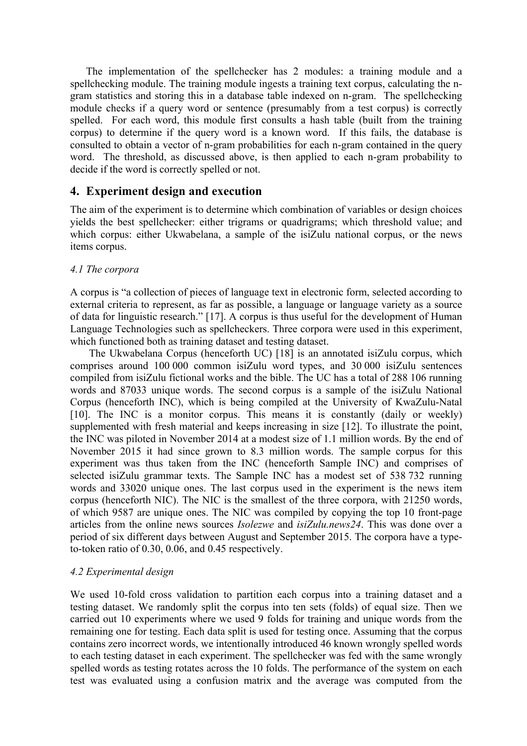The implementation of the spellchecker has 2 modules: a training module and a spellchecking module. The training module ingests a training text corpus, calculating the n-gram statistics and storing this in a database table indexed on n-gram. The spellchecking module checks if a query word or sentence (presumably from a test corpus) is correctly spelled. For each word, this module first consults a hash table (built from the training corpus) to determine if the query word is a known word. If this fails, the database is consulted to obtain a vector of n-gram probabilities for each n-gram contained in the query word. The threshold, as discussed above, is then applied to each n-gram probability to decide if the word is correctly spelled or not.

## 4. Experiment design and execution

The aim of the experiment is to determine which combination of variables or design choices yields the best spellchecker: either trigrams or quadrigrams; which threshold value; and which corpus: either Ukwabelana, a sample of the isiZulu national corpus, or the news items corpus.

### *4.1 The corpora*

A corpus is "a collection of pieces of language text in electronic form, selected according to external criteria to represent, as far as possible, a language or language variety as a source of data for linguistic research." [17]. A corpus is thus useful for the development of Human Language Technologies such as spellcheckers. Three corpora were used in this experiment, which functioned both as training dataset and testing dataset.

The Ukwabelana Corpus (henceforth UC) [18] is an annotated isiZulu corpus, which comprises around 100 000 common isiZulu word types, and 30 000 isiZulu sentences compiled from isiZulu fictional works and the bible. The UC has a total of 288 106 running words and 87033 unique words. The second corpus is a sample of the isiZulu National Corpus (henceforth INC), which is being compiled at the University of KwaZulu-Natal [10]. The INC is a monitor corpus. This means it is constantly (daily or weekly) supplemented with fresh material and keeps increasing in size [12]. To illustrate the point, the INC was piloted in November 2014 at a modest size of 1.1 million words. By the end of November 2015 it had since grown to 8.3 million words. The sample corpus for this experiment was thus taken from the INC (henceforth Sample INC) and comprises of selected isiZulu grammar texts. The Sample INC has a modest set of 538 732 running words and 33020 unique ones. The last corpus used in the experiment is the news item corpus (henceforth NIC). The NIC is the smallest of the three corpora, with 21250 words, of which 9587 are unique ones. The NIC was compiled by copying the top 10 front-page articles from the online news sources *Isolezwe* and *isiZulu.news24*. This was done over a period of six different days between August and September 2015. The corpora have a type-to-token ratio of 0.30, 0.06, and 0.45 respectively.

### *4.2 Experimental design*

We used 10-fold cross validation to partition each corpus into a training dataset and a testing dataset. We randomly split the corpus into ten sets (folds) of equal size. Then we carried out 10 experiments where we used 9 folds for training and unique words from the remaining one for testing. Each data split is used for testing once. Assuming that the corpus contains zero incorrect words, we intentionally introduced 46 known wrongly spelled words to each testing dataset in each experiment. The spellchecker was fed with the same wrongly spelled words as testing rotates across the 10 folds. The performance of the system on each test was evaluated using a confusion matrix and the average was computed from the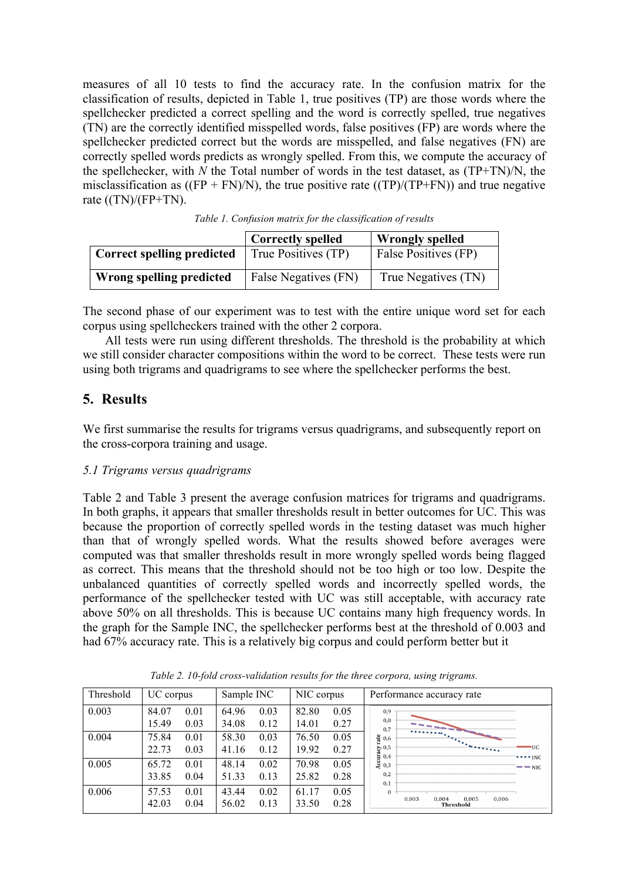measures of all 10 tests to find the accuracy rate. In the confusion matrix for the classification of results, depicted in Table 1, true positives (TP) are those words where the spellchecker predicted a correct spelling and the word is correctly spelled, true negatives (TN) are the correctly identified misspelled words, false positives (FP) are words where the spellchecker predicted correct but the words are misspelled, and false negatives (FN) are correctly spelled words predicts as wrongly spelled. From this, we compute the accuracy of the spellchecker, with *N* the Total number of words in the test dataset, as (TP+TN)/N, the misclassification as ((FP + FN)/N), the true positive rate ((TP)/(TP+FN)) and true negative rate ((TN)/(FP+TN)).

*Table 1. Confusion matrix for the classification of results*

| | **Correctly spelled** | **Wrongly spelled** |
|---|---|---|
| **Correct spelling predicted** | True Positives (TP) | False Positives (FP) |
| **Wrong spelling predicted** | False Negatives (FN) | True Negatives (TN) |

The second phase of our experiment was to test with the entire unique word set for each corpus using spellcheckers trained with the other 2 corpora.

All tests were run using different thresholds. The threshold is the probability at which we still consider character compositions within the word to be correct. These tests were run using both trigrams and quadrigrams to see where the spellchecker performs the best.

## 5. Results

We first summarise the results for trigrams versus quadrigrams, and subsequently report on the cross-corpora training and usage.

### *5.1 Trigrams versus quadrigrams*

Table 2 and Table 3 present the average confusion matrices for trigrams and quadrigrams. In both graphs, it appears that smaller thresholds result in better outcomes for UC. This was because the proportion of correctly spelled words in the testing dataset was much higher than that of wrongly spelled words. What the results showed before averages were computed was that smaller thresholds result in more wrongly spelled words being flagged as correct. This means that the threshold should not be too high or too low. Despite the unbalanced quantities of correctly spelled words and incorrectly spelled words, the performance of the spellchecker tested with UC was still acceptable, with accuracy rate above 50% on all thresholds. This is because UC contains many high frequency words. In the graph for the Sample INC, the spellchecker performs best at the threshold of 0.003 and had 67% accuracy rate. This is a relatively big corpus and could perform better but it

*Table 2. 10-fold cross-validation results for the three corpora, using trigrams.*

| Threshold | UC corpus | | Sample INC | | NIC corpus | | Performance accuracy rate |
|---|---|---|---|---|---|---|---|
| 0.003 | 84.07 | 0.01 | 64.96 | 0.03 | 82.80 | 0.05 | |
| | 15.49 | 0.03 | 34.08 | 0.12 | 14.01 | 0.27 | |
| 0.004 | 75.84 | 0.01 | 58.30 | 0.03 | 76.50 | 0.05 | |
| | 22.73 | 0.03 | 41.16 | 0.12 | 19.92 | 0.27 | |
| 0.005 | 65.72 | 0.01 | 48.14 | 0.02 | 70.98 | 0.05 | |
| | 33.85 | 0.04 | 51.33 | 0.13 | 25.82 | 0.28 | |
| 0.006 | 57.53 | 0.01 | 43.44 | 0.02 | 61.17 | 0.05 | |
| | 42.03 | 0.04 | 56.02 | 0.13 | 33.50 | 0.28 | |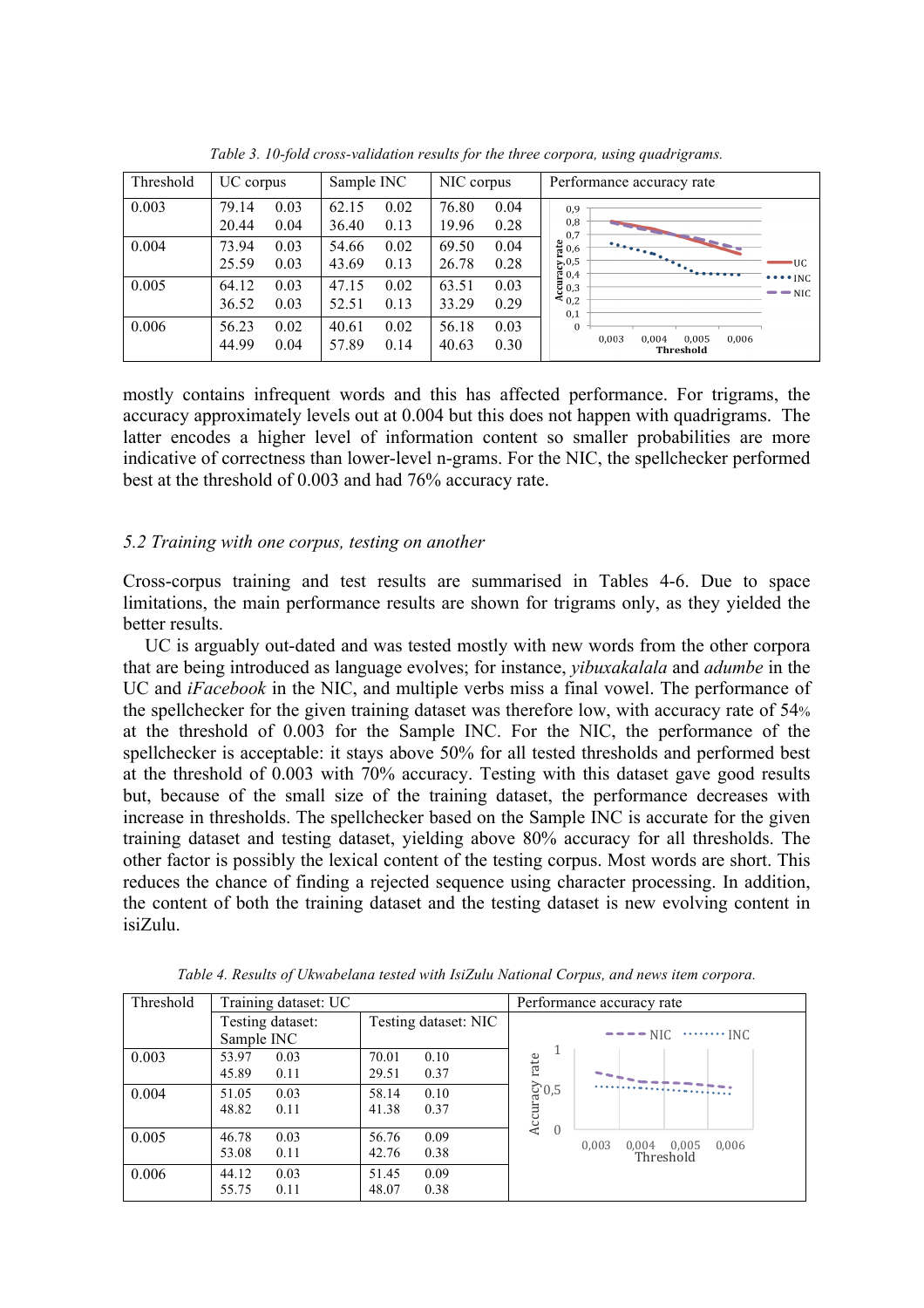*Table 3. 10-fold cross-validation results for the three corpora, using quadrigrams.*

| Threshold | UC corpus | | Sample INC | | NIC corpus | | Performance accuracy rate |
|---|---|---|---|---|---|---|---|
| 0.003 | 79.14<br>20.44 | 0.03<br>0.04 | 62.15<br>36.40 | 0.02<br>0.13 | 76.80<br>19.96 | 0.04<br>0.28 | |
| 0.004 | 73.94<br>25.59 | 0.03<br>0.03 | 54.66<br>43.69 | 0.02<br>0.13 | 69.50<br>26.78 | 0.04<br>0.28 | |
| 0.005 | 64.12<br>36.52 | 0.03<br>0.03 | 47.15<br>52.51 | 0.02<br>0.13 | 63.51<br>33.29 | 0.03<br>0.29 | |
| 0.006 | 56.23<br>44.99 | 0.02<br>0.04 | 40.61<br>57.89 | 0.02<br>0.14 | 56.18<br>40.63 | 0.03<br>0.30 | |

mostly contains infrequent words and this has affected performance. For trigrams, the accuracy approximately levels out at 0.004 but this does not happen with quadrigrams. The latter encodes a higher level of information content so smaller probabilities are more indicative of correctness than lower-level n-grams. For the NIC, the spellchecker performed best at the threshold of 0.003 and had 76% accuracy rate.

### *5.2 Training with one corpus, testing on another*

Cross-corpus training and test results are summarised in Tables 4-6. Due to space limitations, the main performance results are shown for trigrams only, as they yielded the better results.

UC is arguably out-dated and was tested mostly with new words from the other corpora that are being introduced as language evolves; for instance, *yibuxakalala* and *adumbe* in the UC and *iFacebook* in the NIC, and multiple verbs miss a final vowel. The performance of the spellchecker for the given training dataset was therefore low, with accuracy rate of 54% at the threshold of 0.003 for the Sample INC. For the NIC, the performance of the spellchecker is acceptable: it stays above 50% for all tested thresholds and performed best at the threshold of 0.003 with 70% accuracy. Testing with this dataset gave good results but, because of the small size of the training dataset, the performance decreases with increase in thresholds. The spellchecker based on the Sample INC is accurate for the given training dataset and testing dataset, yielding above 80% accuracy for all thresholds. The other factor is possibly the lexical content of the testing corpus. Most words are short. This reduces the chance of finding a rejected sequence using character processing. In addition, the content of both the training dataset and the testing dataset is new evolving content in isiZulu.

*Table 4. Results of Ukwabelana tested with IsiZulu National Corpus, and news item corpora.*

| Threshold | Training dataset: UC | | | | Performance accuracy rate |
|---|---|---|---|---|---|
| | Testing dataset: Sample INC | | Testing dataset: NIC | | |
| 0.003 | 53.97<br>45.89 | 0.03<br>0.11 | 70.01<br>29.51 | 0.10<br>0.37 | |
| 0.004 | 51.05<br>48.82 | 0.03<br>0.11 | 58.14<br>41.38 | 0.10<br>0.37 | |
| 0.005 | 46.78<br>53.08 | 0.03<br>0.11 | 56.76<br>42.76 | 0.09<br>0.38 | |
| 0.006 | 44.12<br>55.75 | 0.03<br>0.11 | 51.45<br>48.07 | 0.09<br>0.38 | |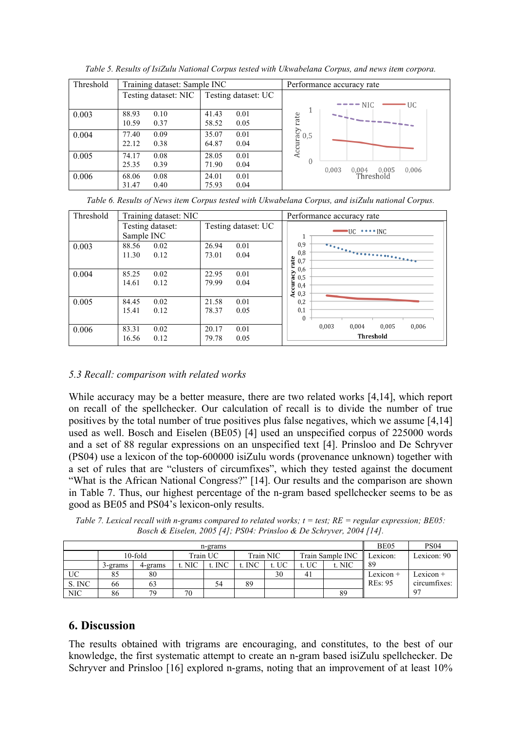*Table 5. Results of IsiZulu National Corpus tested with Ukwabelana Corpus, and news item corpora.*

| Threshold | Training dataset: Sample INC | | | | Performance accuracy rate |
|---|---|---|---|---|---|
| | Testing dataset: NIC | | Testing dataset: UC | | |
| 0.003 | 88.93<br>10.59 | 0.10<br>0.37 | 41.43<br>58.52 | 0.01<br>0.05 | |
| 0.004 | 77.40<br>22.12 | 0.09<br>0.38 | 35.07<br>64.87 | 0.01<br>0.04 | |
| 0.005 | 74.17<br>25.35 | 0.08<br>0.39 | 28.05<br>71.90 | 0.01<br>0.04 | |
| 0.006 | 68.06<br>31.47 | 0.08<br>0.40 | 24.01<br>75.93 | 0.01<br>0.04 | |

*Table 6. Results of News item Corpus tested with Ukwabelana Corpus, and isiZulu national Corpus.*

| Threshold | Training dataset: NIC | | | | Performance accuracy rate |
|---|---|---|---|---|---|
| | Testing dataset: Sample INC | | Testing dataset: UC | | |
| 0.003 | 88.56<br>11.30 | 0.02<br>0.12 | 26.94<br>73.01 | 0.01<br>0.04 | |
| 0.004 | 85.25<br>14.61 | 0.02<br>0.12 | 22.95<br>79.99 | 0.01<br>0.04 | |
| 0.005 | 84.45<br>15.41 | 0.02<br>0.12 | 21.58<br>78.37 | 0.01<br>0.05 | |
| 0.006 | 83.31<br>16.56 | 0.02<br>0.12 | 20.17<br>79.78 | 0.01<br>0.05 | |

*5.3 Recall: comparison with related works*

While accuracy may be a better measure, there are two related works [4,14], which report on recall of the spellchecker. Our calculation of recall is to divide the number of true positives by the total number of true positives plus false negatives, which we assume [4,14] used as well. Bosch and Eiselen (BE05) [4] used an unspecified corpus of 225000 words and a set of 88 regular expressions on an unspecified text [4]. Prinsloo and De Schryver (PS04) use a lexicon of the top-600000 isiZulu words (provenance unknown) together with a set of rules that are "clusters of circumfixes", which they tested against the document "What is the African National Congress?" [14]. Our results and the comparison are shown in Table 7. Thus, our highest percentage of the n-gram based spellchecker seems to be as good as BE05 and PS04's lexicon-only results.

*Table 7. Lexical recall with n-grams compared to related works; t = test; RE = regular expression; BE05: Bosch & Eiselen, 2005 [4]; PS04: Prinsloo & De Schryver, 2004 [14].*

| | n-grams | | | | | | | | BE05 | PS04 |
|---|---|---|---|---|---|---|---|---|---|---|
| | 10-fold | | Train UC | | Train NIC | | Train Sample INC | | Lexicon: 89 | Lexicon: 90 |
| | 3-grams | 4-grams | t. NIC | t. INC | t. INC | t. UC | t. UC | t. NIC | | |
| UC | 85 | 80 | | | | 30 | 41 | | Lexicon + REs: 95 | Lexicon + circumfixes: 97 |
| S. INC | 66 | 63 | | 54 | 89 | | | | | |
| NIC | 86 | 79 | 70 | | | | | 89 | | |

## 6. Discussion

The results obtained with trigrams are encouraging, and constitutes, to the best of our knowledge, the first systematic attempt to create an n-gram based isiZulu spellchecker. De Schryver and Prinsloo [16] explored n-grams, noting that an improvement of at least 10%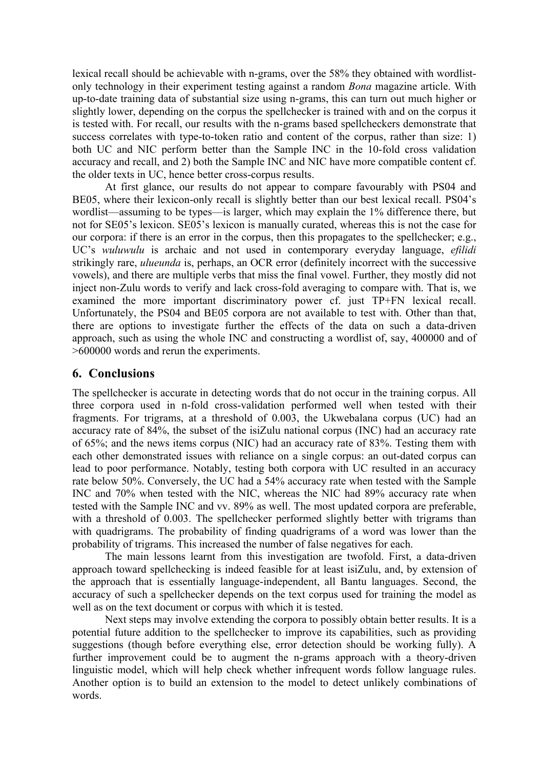lexical recall should be achievable with n-grams, over the 58% they obtained with wordlist-only technology in their experiment testing against a random *Bona* magazine article. With up-to-date training data of substantial size using n-grams, this can turn out much higher or slightly lower, depending on the corpus the spellchecker is trained with and on the corpus it is tested with. For recall, our results with the n-grams based spellcheckers demonstrate that success correlates with type-to-token ratio and content of the corpus, rather than size: 1) both UC and NIC perform better than the Sample INC in the 10-fold cross validation accuracy and recall, and 2) both the Sample INC and NIC have more compatible content cf. the older texts in UC, hence better cross-corpus results.

At first glance, our results do not appear to compare favourably with PS04 and BE05, where their lexicon-only recall is slightly better than our best lexical recall. PS04's wordlist—assuming to be types—is larger, which may explain the 1% difference there, but not for SE05's lexicon. SE05's lexicon is manually curated, whereas this is not the case for our corpora: if there is an error in the corpus, then this propagates to the spellchecker; e.g., UC's *wuluwulu* is archaic and not used in contemporary everyday language, *efilidi* strikingly rare, *ulueunda* is, perhaps, an OCR error (definitely incorrect with the successive vowels), and there are multiple verbs that miss the final vowel. Further, they mostly did not inject non-Zulu words to verify and lack cross-fold averaging to compare with. That is, we examined the more important discriminatory power cf. just TP+FN lexical recall. Unfortunately, the PS04 and BE05 corpora are not available to test with. Other than that, there are options to investigate further the effects of the data on such a data-driven approach, such as using the whole INC and constructing a wordlist of, say, 400000 and of >600000 words and rerun the experiments.

## 6. Conclusions

The spellchecker is accurate in detecting words that do not occur in the training corpus. All three corpora used in n-fold cross-validation performed well when tested with their fragments. For trigrams, at a threshold of 0.003, the Ukwebalana corpus (UC) had an accuracy rate of 84%, the subset of the isiZulu national corpus (INC) had an accuracy rate of 65%; and the news items corpus (NIC) had an accuracy rate of 83%. Testing them with each other demonstrated issues with reliance on a single corpus: an out-dated corpus can lead to poor performance. Notably, testing both corpora with UC resulted in an accuracy rate below 50%. Conversely, the UC had a 54% accuracy rate when tested with the Sample INC and 70% when tested with the NIC, whereas the NIC had 89% accuracy rate when tested with the Sample INC and vv. 89% as well. The most updated corpora are preferable, with a threshold of 0.003. The spellchecker performed slightly better with trigrams than with quadrigrams. The probability of finding quadrigrams of a word was lower than the probability of trigrams. This increased the number of false negatives for each.

The main lessons learnt from this investigation are twofold. First, a data-driven approach toward spellchecking is indeed feasible for at least isiZulu, and, by extension of the approach that is essentially language-independent, all Bantu languages. Second, the accuracy of such a spellchecker depends on the text corpus used for training the model as well as on the text document or corpus with which it is tested.

Next steps may involve extending the corpora to possibly obtain better results. It is a potential future addition to the spellchecker to improve its capabilities, such as providing suggestions (though before everything else, error detection should be working fully). A further improvement could be to augment the n-grams approach with a theory-driven linguistic model, which will help check whether infrequent words follow language rules. Another option is to build an extension to the model to detect unlikely combinations of words.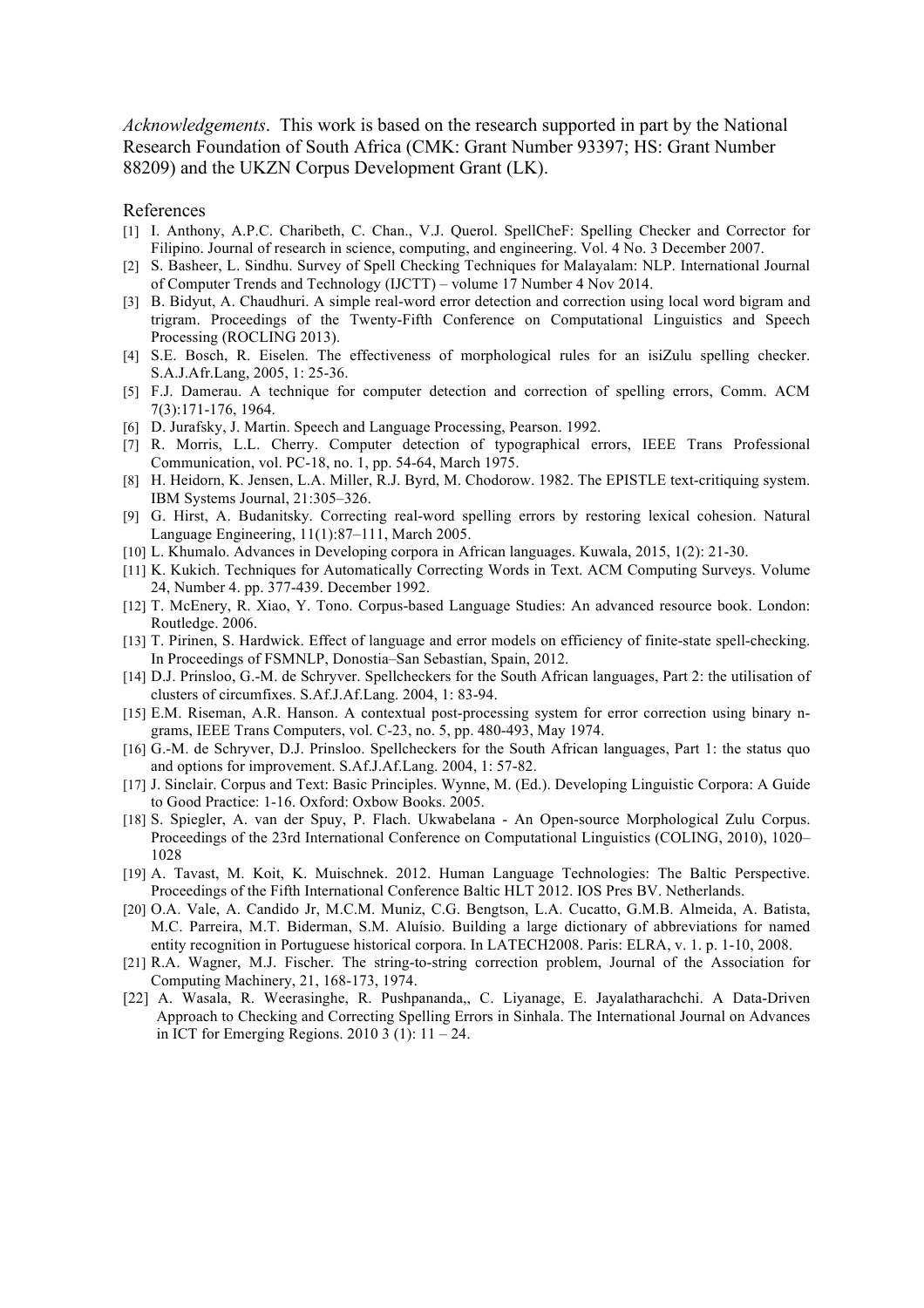*Acknowledgements*. This work is based on the research supported in part by the National Research Foundation of South Africa (CMK: Grant Number 93397; HS: Grant Number 88209) and the UKZN Corpus Development Grant (LK).

## References

[1] I. Anthony, A.P.C. Charibeth, C. Chan., V.J. Querol. SpellCheF: Spelling Checker and Corrector for Filipino. Journal of research in science, computing, and engineering. Vol. 4 No. 3 December 2007.

[2] S. Basheer, L. Sindhu. Survey of Spell Checking Techniques for Malayalam: NLP. International Journal of Computer Trends and Technology (IJCTT) – volume 17 Number 4 Nov 2014.

[3] B. Bidyut, A. Chaudhuri. A simple real-word error detection and correction using local word bigram and trigram. Proceedings of the Twenty-Fifth Conference on Computational Linguistics and Speech Processing (ROCLING 2013).

[4] S.E. Bosch, R. Eiselen. The effectiveness of morphological rules for an isiZulu spelling checker. S.A.J.Afr.Lang, 2005, 1: 25-36.

[5] F.J. Damerau. A technique for computer detection and correction of spelling errors, Comm. ACM 7(3):171-176, 1964.

[6] D. Jurafsky, J. Martin. Speech and Language Processing, Pearson. 1992.

[7] R. Morris, L.L. Cherry. Computer detection of typographical errors, IEEE Trans Professional Communication, vol. PC-18, no. 1, pp. 54-64, March 1975.

[8] H. Heidorn, K. Jensen, L.A. Miller, R.J. Byrd, M. Chodorow. 1982. The EPISTLE text-critiquing system. IBM Systems Journal, 21:305–326.

[9] G. Hirst, A. Budanitsky. Correcting real-word spelling errors by restoring lexical cohesion. Natural Language Engineering, 11(1):87–111, March 2005.

[10] L. Khumalo. Advances in Developing corpora in African languages. Kuwala, 2015, 1(2): 21-30.

[11] K. Kukich. Techniques for Automatically Correcting Words in Text. ACM Computing Surveys. Volume 24, Number 4. pp. 377-439. December 1992.

[12] T. McEnery, R. Xiao, Y. Tono. Corpus-based Language Studies: An advanced resource book. London: Routledge. 2006.

[13] T. Pirinen, S. Hardwick. Effect of language and error models on efficiency of finite-state spell-checking. In Proceedings of FSMNLP, Donostia–San Sebastían, Spain, 2012.

[14] D.J. Prinsloo, G.-M. de Schryver. Spellcheckers for the South African languages, Part 2: the utilisation of clusters of circumfixes. S.Af.J.Af.Lang. 2004, 1: 83-94.

[15] E.M. Riseman, A.R. Hanson. A contextual post-processing system for error correction using binary n-grams, IEEE Trans Computers, vol. C-23, no. 5, pp. 480-493, May 1974.

[16] G.-M. de Schryver, D.J. Prinsloo. Spellcheckers for the South African languages, Part 1: the status quo and options for improvement. S.Af.J.Af.Lang. 2004, 1: 57-82.

[17] J. Sinclair. Corpus and Text: Basic Principles. Wynne, M. (Ed.). Developing Linguistic Corpora: A Guide to Good Practice: 1-16. Oxford: Oxbow Books. 2005.

[18] S. Spiegler, A. van der Spuy, P. Flach. Ukwabelana - An Open-source Morphological Zulu Corpus. Proceedings of the 23rd International Conference on Computational Linguistics (COLING, 2010), 1020–1028

[19] A. Tavast, M. Koit, K. Muischnek. 2012. Human Language Technologies: The Baltic Perspective. Proceedings of the Fifth International Conference Baltic HLT 2012. IOS Pres BV. Netherlands.

[20] O.A. Vale, A. Candido Jr, M.C.M. Muniz, C.G. Bengtson, L.A. Cucatto, G.M.B. Almeida, A. Batista, M.C. Parreira, M.T. Biderman, S.M. Aluísio. Building a large dictionary of abbreviations for named entity recognition in Portuguese historical corpora. In LATECH2008. Paris: ELRA, v. 1. p. 1-10, 2008.

[21] R.A. Wagner, M.J. Fischer. The string-to-string correction problem, Journal of the Association for Computing Machinery, 21, 168-173, 1974.

[22] A. Wasala, R. Weerasinghe, R. Pushpananda,, C. Liyanage, E. Jayalatharachchi. A Data-Driven Approach to Checking and Correcting Spelling Errors in Sinhala. The International Journal on Advances in ICT for Emerging Regions. 2010 3 (1): 11 – 24.